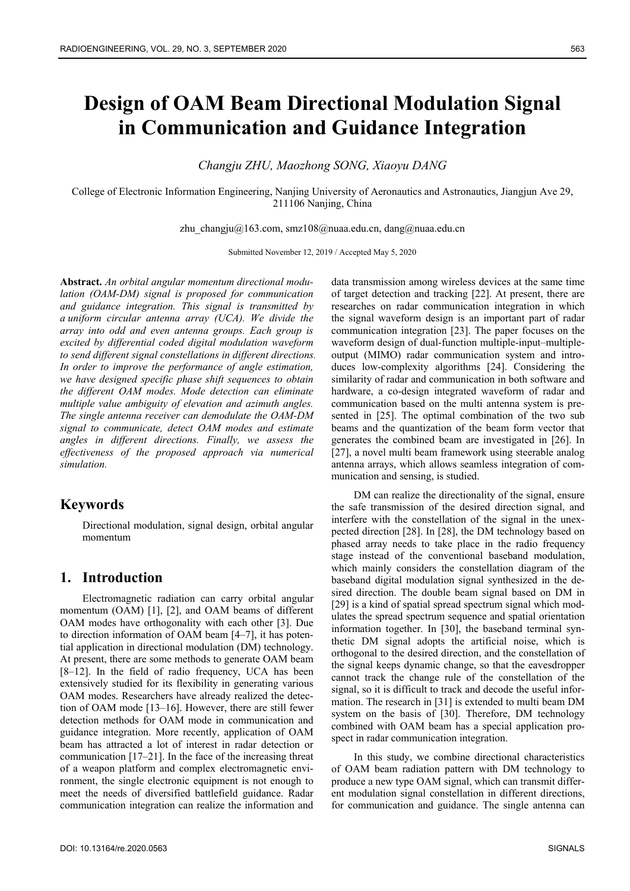# Design of OAM Beam Directional Modulation Signal in Communication and Guidance Integration

*Changju ZHU, Maozhong SONG, Xiaoyu DANG*

College of Electronic Information Engineering, Nanjing University of Aeronautics and Astronautics, Jiangjun Ave 29, 211106 Nanjing, China

zhu_changju@163.com, smz108@nuaa.edu.cn, dang@nuaa.edu.cn

Submitted November 12, 2019 / Accepted May 5, 2020

**Abstract.** *An orbital angular momentum directional modulation (OAM-DM) signal is proposed for communication and guidance integration. This signal is transmitted by a uniform circular antenna array (UCA). We divide the array into odd and even antenna groups. Each group is excited by differential coded digital modulation waveform to send different signal constellations in different directions. In order to improve the performance of angle estimation, we have designed specific phase shift sequences to obtain the different OAM modes. Mode detection can eliminate multiple value ambiguity of elevation and azimuth angles. The single antenna receiver can demodulate the OAM-DM signal to communicate, detect OAM modes and estimate angles in different directions. Finally, we assess the effectiveness of the proposed approach via numerical simulation.*

## Keywords

Directional modulation, signal design, orbital angular momentum

## 1. Introduction

Electromagnetic radiation can carry orbital angular momentum (OAM) [1], [2], and OAM beams of different OAM modes have orthogonality with each other [3]. Due to direction information of OAM beam [4–7], it has potential application in directional modulation (DM) technology. At present, there are some methods to generate OAM beam [8–12]. In the field of radio frequency, UCA has been extensively studied for its flexibility in generating various OAM modes. Researchers have already realized the detection of OAM mode [13–16]. However, there are still fewer detection methods for OAM mode in communication and guidance integration. More recently, application of OAM beam has attracted a lot of interest in radar detection or communication [17–21]. In the face of the increasing threat of a weapon platform and complex electromagnetic environment, the single electronic equipment is not enough to meet the needs of diversified battlefield guidance. Radar communication integration can realize the information and data transmission among wireless devices at the same time of target detection and tracking [22]. At present, there are researches on radar communication integration in which the signal waveform design is an important part of radar communication integration [23]. The paper focuses on the waveform design of dual-function multiple-input–multiple-output (MIMO) radar communication system and introduces low-complexity algorithms [24]. Considering the similarity of radar and communication in both software and hardware, a co-design integrated waveform of radar and communication based on the multi antenna system is presented in [25]. The optimal combination of the two sub beams and the quantization of the beam form vector that generates the combined beam are investigated in [26]. In [27], a novel multi beam framework using steerable analog antenna arrays, which allows seamless integration of communication and sensing, is studied.

DM can realize the directionality of the signal, ensure the safe transmission of the desired direction signal, and interfere with the constellation of the signal in the unexpected direction [28]. In [28], the DM technology based on phased array needs to take place in the radio frequency stage instead of the conventional baseband modulation, which mainly considers the constellation diagram of the baseband digital modulation signal synthesized in the desired direction. The double beam signal based on DM in [29] is a kind of spatial spread spectrum signal which modulates the spread spectrum sequence and spatial orientation information together. In [30], the baseband terminal synthetic DM signal adopts the artificial noise, which is orthogonal to the desired direction, and the constellation of the signal keeps dynamic change, so that the eavesdropper cannot track the change rule of the constellation of the signal, so it is difficult to track and decode the useful information. The research in [31] is extended to multi beam DM system on the basis of [30]. Therefore, DM technology combined with OAM beam has a special application prospect in radar communication integration.

In this study, we combine directional characteristics of OAM beam radiation pattern with DM technology to produce a new type OAM signal, which can transmit different modulation signal constellation in different directions, for communication and guidance. The single antenna can

DOI: 10.13164/re.2020.0563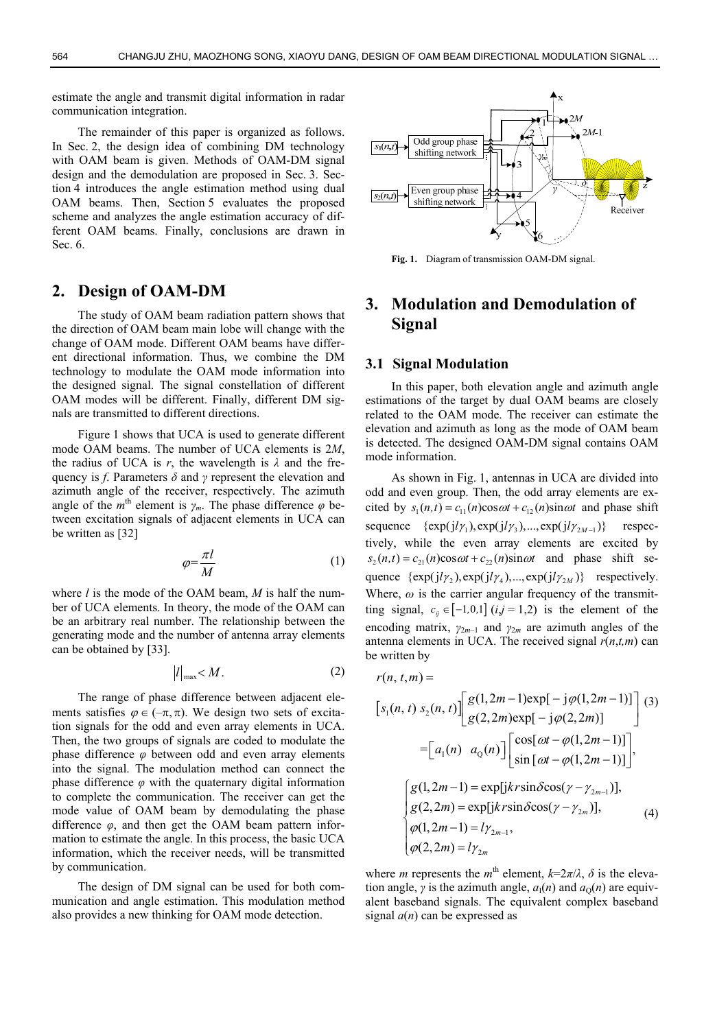estimate the angle and transmit digital information in radar communication integration.

The remainder of this paper is organized as follows. In Sec. 2, the design idea of combining DM technology with OAM beam is given. Methods of OAM-DM signal design and the demodulation are proposed in Sec. 3. Section 4 introduces the angle estimation method using dual OAM beams. Then, Section 5 evaluates the proposed scheme and analyzes the angle estimation accuracy of different OAM beams. Finally, conclusions are drawn in Sec. 6.

## 2. Design of OAM-DM

The study of OAM beam radiation pattern shows that the direction of OAM beam main lobe will change with the change of OAM mode. Different OAM beams have different directional information. Thus, we combine the DM technology to modulate the OAM mode information into the designed signal. The signal constellation of different OAM modes will be different. Finally, different DM signals are transmitted to different directions.

Figure 1 shows that UCA is used to generate different mode OAM beams. The number of UCA elements is $2M$, the radius of UCA is $r$, the wavelength is $\lambda$ and the frequency is $f$. Parameters $\delta$ and $\gamma$ represent the elevation and azimuth angle of the receiver, respectively. The azimuth angle of the $m^{\text{th}}$ element is $\gamma_m$. The phase difference $\varphi$ between excitation signals of adjacent elements in UCA can be written as [32]

$$\varphi = \frac{\pi l}{M} \tag{1}$$

where $l$ is the mode of the OAM beam, $M$ is half the number of UCA elements. In theory, the mode of the OAM can be an arbitrary real number. The relationship between the generating mode and the number of antenna array elements can be obtained by [33].

$$|l|_{\max} < M. \tag{2}$$

The range of phase difference between adjacent elements satisfies $\varphi \in (-\pi, \pi)$. We design two sets of excitation signals for the odd and even array elements in UCA. Then, the two groups of signals are coded to modulate the phase difference $\varphi$ between odd and even array elements into the signal. The modulation method can connect the phase difference $\varphi$ with the quaternary digital information to complete the communication. The receiver can get the mode value of OAM beam by demodulating the phase difference $\varphi$, and then get the OAM beam pattern information to estimate the angle. In this process, the basic UCA information, which the receiver needs, will be transmitted by communication.

The design of DM signal can be used for both communication and angle estimation. This modulation method also provides a new thinking for OAM mode detection.

Fig. 1. Diagram of transmission OAM-DM signal.

## 3. Modulation and Demodulation of Signal

### 3.1 Signal Modulation

In this paper, both elevation angle and azimuth angle estimations of the target by dual OAM beams are closely related to the OAM mode. The receiver can estimate the elevation and azimuth as long as the mode of OAM beam is detected. The designed OAM-DM signal contains OAM mode information.

As shown in Fig. 1, antennas in UCA are divided into odd and even group. Then, the odd array elements are excited by $s_1(n,t) = c_{11}(n)\cos\omega t + c_{12}(n)\sin\omega t$ and phase shift sequence $\{\exp(\mathrm{j}l\gamma_1), \exp(\mathrm{j}l\gamma_3), ..., \exp(\mathrm{j}l\gamma_{2M-1})\}$ respectively, while the even array elements are excited by $s_2(n,t) = c_{21}(n)\cos\omega t + c_{22}(n)\sin\omega t$ and phase shift sequence $\{\exp(\mathrm{j}l\gamma_2), \exp(\mathrm{j}l\gamma_4), ..., \exp(\mathrm{j}l\gamma_{2M})\}$ respectively. Where, $\omega$ is the carrier angular frequency of the transmitting signal, $c_{ij} \in [-1,0,1]$ $(i,j = 1,2)$ is the element of the encoding matrix, $\gamma_{2m-1}$ and $\gamma_{2m}$ are azimuth angles of the antenna elements in UCA. The received signal $r(n,t,m)$ can be written by

$$\begin{aligned} r(n,t,m) &= \\ &\begin{bmatrix} s_1(n,t) & s_2(n,t) \end{bmatrix} \begin{bmatrix} g(1,2m-1)\exp[-\mathrm{j}\varphi(1,2m-1)] \\ g(2,2m)\exp[-\mathrm{j}\varphi(2,2m)] \end{bmatrix} \\ &= \begin{bmatrix} a_{\mathrm{I}}(n) & a_{\mathrm{Q}}(n) \end{bmatrix} \begin{bmatrix} \cos[\omega t - \varphi(1,2m-1)] \\ \sin[\omega t - \varphi(1,2m-1)] \end{bmatrix}, \end{aligned} \tag{3}$$

$$\begin{cases} g(1,2m-1) = \exp[\mathrm{j}kr\sin\delta\cos(\gamma - \gamma_{2m-1})], \\ g(2,2m) = \exp[\mathrm{j}kr\sin\delta\cos(\gamma - \gamma_{2m})], \\ \varphi(1,2m-1) = l\gamma_{2m-1}, \\ \varphi(2,2m) = l\gamma_{2m} \end{cases} \tag{4}$$

where $m$ represents the $m^{\text{th}}$ element, $k=2\pi/\lambda$, $\delta$ is the elevation angle, $\gamma$ is the azimuth angle, $a_{\mathrm{I}}(n)$ and $a_{\mathrm{Q}}(n)$ are equivalent baseband signals. The equivalent complex baseband signal $a(n)$ can be expressed as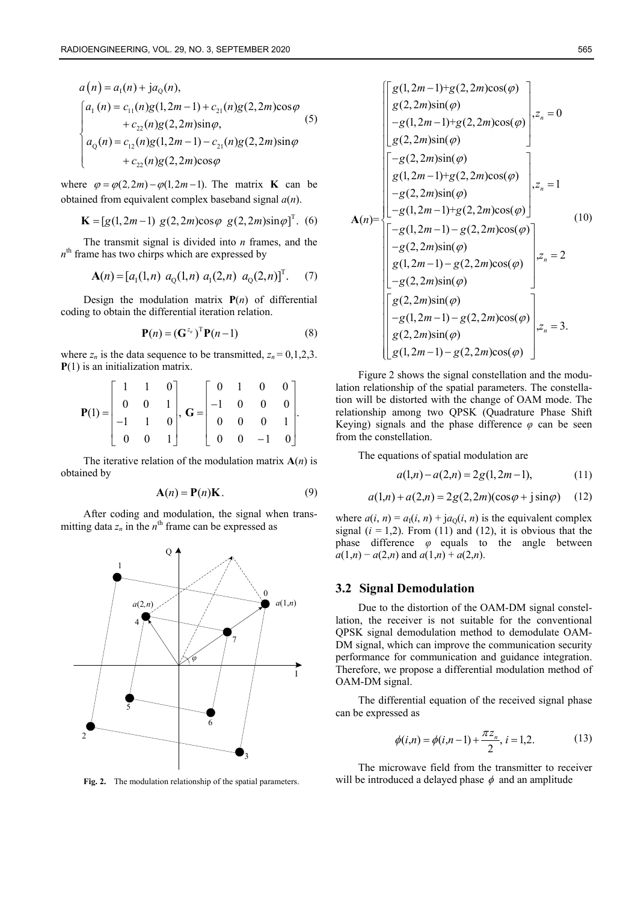$$a(n) = a_{\mathrm{I}}(n) + \mathrm{j}a_{\mathrm{Q}}(n),$$

$$\begin{cases} a_{\mathrm{I}}(n) = c_{11}(n)g(1,2m-1) + c_{21}(n)g(2,2m)\cos\varphi \\ \quad + c_{22}(n)g(2,2m)\sin\varphi, \\ a_{\mathrm{Q}}(n) = c_{12}(n)g(1,2m-1) - c_{21}(n)g(2,2m)\sin\varphi \\ \quad + c_{22}(n)g(2,2m)\cos\varphi \end{cases} \tag{5}$$

where $\varphi = \varphi(2,2m) - \varphi(1,2m-1)$. The matrix $\mathbf{K}$ can be obtained from equivalent complex baseband signal $a(n)$.

$$\mathbf{K} = [g(1,2m-1)\ g(2,2m)\cos\varphi\ \ g(2,2m)\sin\varphi]^{\mathrm{T}}. \tag{6}$$

The transmit signal is divided into $n$ frames, and the $n^{\text{th}}$ frame has two chirps which are expressed by

$$\mathbf{A}(n) = [a_{\mathrm{I}}(1,n)\ a_{\mathrm{Q}}(1,n)\ a_{\mathrm{I}}(2,n)\ a_{\mathrm{Q}}(2,n)]^{\mathrm{T}}. \tag{7}$$

Design the modulation matrix $\mathbf{P}(n)$ of differential coding to obtain the differential iteration relation.

$$\mathbf{P}(n) = (\mathbf{G}^{z_n})^{\mathrm{T}}\mathbf{P}(n-1) \tag{8}$$

where $z_n$ is the data sequence to be transmitted, $z_n = 0,1,2,3$. $\mathbf{P}(1)$ is an initialization matrix.

$$\mathbf{P}(1) = \begin{bmatrix} 1 & 1 & 0 \\ 0 & 0 & 1 \\ -1 & 1 & 0 \\ 0 & 0 & 1 \end{bmatrix},\ \mathbf{G} = \begin{bmatrix} 0 & 1 & 0 & 0 \\ -1 & 0 & 0 & 0 \\ 0 & 0 & 0 & 1 \\ 0 & 0 & -1 & 0 \end{bmatrix}.$$

The iterative relation of the modulation matrix $\mathbf{A}(n)$ is obtained by

$$\mathbf{A}(n) = \mathbf{P}(n)\mathbf{K}. \tag{9}$$

After coding and modulation, the signal when transmitting data $z_n$ in the $n^{\text{th}}$ frame can be expressed as

**Fig. 2.** The modulation relationship of the spatial parameters.

$$\mathbf{A}(n) = \begin{cases} \begin{bmatrix} g(1,2m-1)+g(2,2m)\cos(\varphi) \\ g(2,2m)\sin(\varphi) \\ -g(1,2m-1)+g(2,2m)\cos(\varphi) \\ g(2,2m)\sin(\varphi) \end{bmatrix}, z_n = 0 \\ \begin{bmatrix} -g(2,2m)\sin(\varphi) \\ g(1,2m-1)+g(2,2m)\cos(\varphi) \\ -g(2,2m)\sin(\varphi) \\ -g(1,2m-1)+g(2,2m)\cos(\varphi) \end{bmatrix}, z_n = 1 \\ \begin{bmatrix} -g(1,2m-1)-g(2,2m)\cos(\varphi) \\ -g(2,2m)\sin(\varphi) \\ g(1,2m-1)-g(2,2m)\cos(\varphi) \\ -g(2,2m)\sin(\varphi) \end{bmatrix}, z_n = 2 \\ \begin{bmatrix} g(2,2m)\sin(\varphi) \\ -g(1,2m-1)-g(2,2m)\cos(\varphi) \\ g(2,2m)\sin(\varphi) \\ g(1,2m-1)-g(2,2m)\cos(\varphi) \end{bmatrix}, z_n = 3. \end{cases} \tag{10}$$

Figure 2 shows the signal constellation and the modulation relationship of the spatial parameters. The constellation will be distorted with the change of OAM mode. The relationship among two QPSK (Quadrature Phase Shift Keying) signals and the phase difference $\varphi$ can be seen from the constellation.

The equations of spatial modulation are

$$a(1,n) - a(2,n) = 2g(1,2m-1), \tag{11}$$

$$a(1,n) + a(2,n) = 2g(2,2m)(\cos\varphi + \mathrm{j}\sin\varphi) \tag{12}$$

where $a(i,n) = a_{\mathrm{I}}(i,n) + \mathrm{j}a_{\mathrm{Q}}(i,n)$ is the equivalent complex signal ($i = 1,2$). From (11) and (12), it is obvious that the phase difference $\varphi$ equals to the angle between $a(1,n) - a(2,n)$ and $a(1,n) + a(2,n)$.

### 3.2 Signal Demodulation

Due to the distortion of the OAM-DM signal constellation, the receiver is not suitable for the conventional QPSK signal demodulation method to demodulate OAM-DM signal, which can improve the communication security performance for communication and guidance integration. Therefore, we propose a differential modulation method of OAM-DM signal.

The differential equation of the received signal phase can be expressed as

$$\phi(i,n) = \phi(i,n-1) + \frac{\pi z_n}{2},\ i = 1,2. \tag{13}$$

The microwave field from the transmitter to receiver will be introduced a delayed phase $\phi$ and an amplitude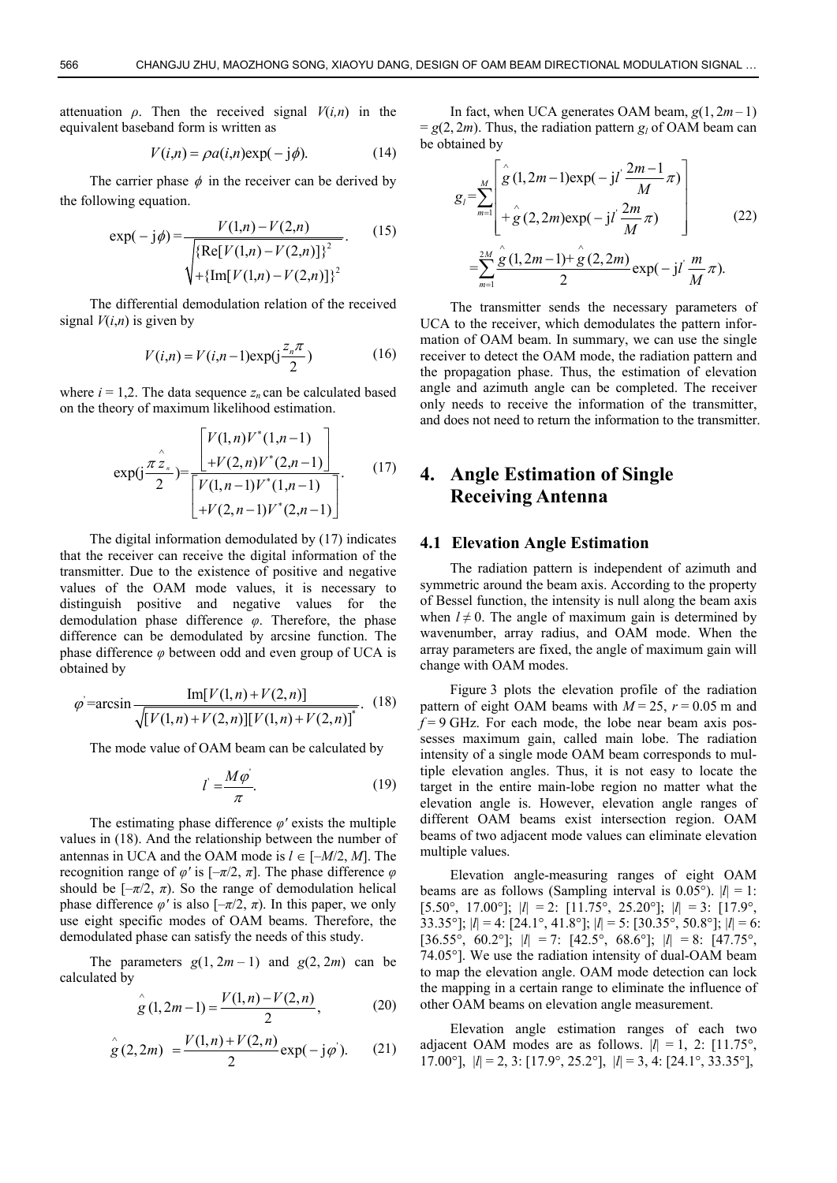attenuation $\rho$. Then the received signal $V(i,n)$ in the equivalent baseband form is written as

$$V(i,n) = \rho a(i,n)\exp(-\mathrm{j}\phi). \tag{14}$$

The carrier phase $\phi$ in the receiver can be derived by the following equation.

$$\exp(-\mathrm{j}\phi) = \frac{V(1,n)-V(2,n)}{\sqrt{\{\mathrm{Re}[V(1,n)-V(2,n)]\}^2 + \{\mathrm{Im}[V(1,n)-V(2,n)]\}^2}}. \tag{15}$$

The differential demodulation relation of the received signal $V(i,n)$ is given by

$$V(i,n) = V(i,n-1)\exp(\mathrm{j}\frac{z_n \pi}{2}) \tag{16}$$

where $i = 1,2$. The data sequence $z_n$ can be calculated based on the theory of maximum likelihood estimation.

$$\exp(\mathrm{j}\frac{\pi \hat{z}_n}{2}) = \frac{\left[\begin{array}{c} V(1,n)V^*(1,n-1) \\ +V(2,n)V^*(2,n-1) \end{array}\right]}{\left[\begin{array}{c} V(1,n-1)V^*(1,n-1) \\ +V(2,n-1)V^*(2,n-1) \end{array}\right]}. \tag{17}$$

The digital information demodulated by (17) indicates that the receiver can receive the digital information of the transmitter. Due to the existence of positive and negative values of the OAM mode values, it is necessary to distinguish positive and negative values for the demodulation phase difference $\varphi$. Therefore, the phase difference can be demodulated by arcsine function. The phase difference $\varphi$ between odd and even group of UCA is obtained by

$$\varphi' = \arcsin \frac{\mathrm{Im}[V(1,n)+V(2,n)]}{\sqrt{[V(1,n)+V(2,n)][V(1,n)+V(2,n)]^*}}. \tag{18}$$

The mode value of OAM beam can be calculated by

$$l' = \frac{M\varphi'}{\pi}. \tag{19}$$

The estimating phase difference $\varphi'$ exists the multiple values in (18). And the relationship between the number of antennas in UCA and the OAM mode is $l \in [-M/2, M]$. The recognition range of $\varphi'$ is $[-\pi/2, \pi]$. The phase difference $\varphi$ should be $[-\pi/2, \pi)$. So the range of demodulation helical phase difference $\varphi'$ is also $[-\pi/2, \pi)$. In this paper, we only use eight specific modes of OAM beams. Therefore, the demodulated phase can satisfy the needs of this study.

The parameters $g(1, 2m-1)$ and $g(2, 2m)$ can be calculated by

$$\hat{g}(1,2m-1) = \frac{V(1,n)-V(2,n)}{2}, \tag{20}$$

$$\hat{g}(2,2m) = \frac{V(1,n)+V(2,n)}{2}\exp(-\mathrm{j}\varphi'). \tag{21}$$

In fact, when UCA generates OAM beam, $g(1, 2m-1) = g(2, 2m)$. Thus, the radiation pattern $g_l$ of OAM beam can be obtained by

$$\begin{aligned} g_l &= \sum_{m=1}^{M}\left[\begin{array}{c} \hat{g}(1,2m-1)\exp(-\mathrm{j}l'\frac{2m-1}{M}\pi) \\ +\hat{g}(2,2m)\exp(-\mathrm{j}l'\frac{2m}{M}\pi) \end{array}\right] \\ &= \sum_{m=1}^{2M}\frac{\hat{g}(1,2m-1)+\hat{g}(2,2m)}{2}\exp(-\mathrm{j}l'\frac{m}{M}\pi). \end{aligned} \tag{22}$$

The transmitter sends the necessary parameters of UCA to the receiver, which demodulates the pattern information of OAM beam. In summary, we can use the single receiver to detect the OAM mode, the radiation pattern and the propagation phase. Thus, the estimation of elevation angle and azimuth angle can be completed. The receiver only needs to receive the information of the transmitter, and does not need to return the information to the transmitter.

## 4. Angle Estimation of Single Receiving Antenna

### 4.1 Elevation Angle Estimation

The radiation pattern is independent of azimuth and symmetric around the beam axis. According to the property of Bessel function, the intensity is null along the beam axis when $l \neq 0$. The angle of maximum gain is determined by wavenumber, array radius, and OAM mode. When the array parameters are fixed, the angle of maximum gain will change with OAM modes.

Figure 3 plots the elevation profile of the radiation pattern of eight OAM beams with $M = 25$, $r = 0.05$ m and $f = 9$ GHz. For each mode, the lobe near beam axis possesses maximum gain, called main lobe. The radiation intensity of a single mode OAM beam corresponds to multiple elevation angles. Thus, it is not easy to locate the target in the entire main-lobe region no matter what the elevation angle is. However, elevation angle ranges of different OAM beams exist intersection region. OAM beams of two adjacent mode values can eliminate elevation multiple values.

Elevation angle-measuring ranges of eight OAM beams are as follows (Sampling interval is 0.05°). $|l| = 1$: [5.50°, 17.00°]; $|l| = 2$: [11.75°, 25.20°]; $|l| = 3$: [17.9°, 33.35°]; $|l| = 4$: [24.1°, 41.8°]; $|l| = 5$: [30.35°, 50.8°]; $|l| = 6$: [36.55°, 60.2°]; $|l| = 7$: [42.5°, 68.6°]; $|l| = 8$: [47.75°, 74.05°]. We use the radiation intensity of dual-OAM beam to map the elevation angle. OAM mode detection can lock the mapping in a certain range to eliminate the influence of other OAM beams on elevation angle measurement.

Elevation angle estimation ranges of each two adjacent OAM modes are as follows. $|l| = 1, 2$: [11.75°, 17.00°], $|l| = 2, 3$: [17.9°, 25.2°], $|l| = 3, 4$: [24.1°, 33.35°],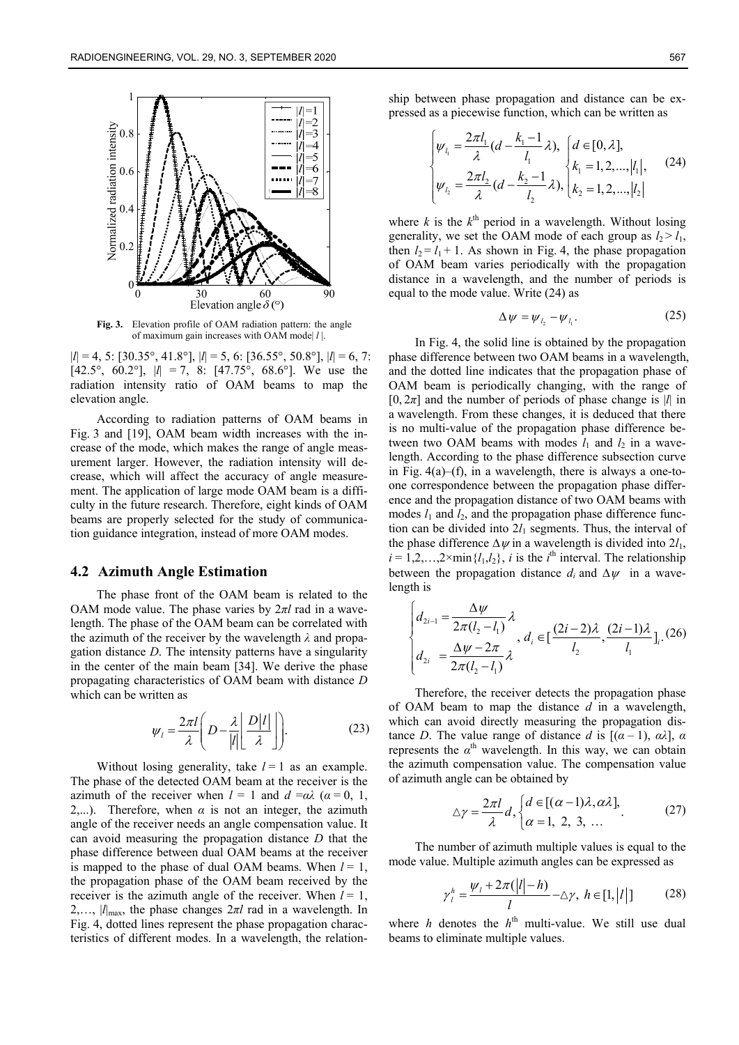Fig. 3. Elevation profile of OAM radiation pattern: the angle of maximum gain increases with OAM mode $|l|$.

$|l|$ = 4, 5: [30.35°, 41.8°], $|l|$ = 5, 6: [36.55°, 50.8°], $|l|$ = 6, 7: [42.5°, 60.2°], $|l|$ = 7, 8: [47.75°, 68.6°]. We use the radiation intensity ratio of OAM beams to map the elevation angle.

According to radiation patterns of OAM beams in Fig. 3 and [19], OAM beam width increases with the increase of the mode, which makes the range of angle measurement larger. However, the radiation intensity will decrease, which will affect the accuracy of angle measurement. The application of large mode OAM beam is a difficulty in the future research. Therefore, eight kinds of OAM beams are properly selected for the study of communication guidance integration, instead of more OAM modes.

## 4.2 Azimuth Angle Estimation

The phase front of the OAM beam is related to the OAM mode value. The phase varies by $2\pi l$ rad in a wavelength. The phase of the OAM beam can be correlated with the azimuth of the receiver by the wavelength $\lambda$ and propagation distance $D$. The intensity patterns have a singularity in the center of the main beam [34]. We derive the phase propagating characteristics of OAM beam with distance $D$ which can be written as

$$\psi_l = \frac{2\pi l}{\lambda}\left(D - \frac{\lambda}{|l|}\left\lfloor \frac{D|l|}{\lambda} \right\rfloor\right). \tag{23}$$

Without losing generality, take $l = 1$ as an example. The phase of the detected OAM beam at the receiver is the azimuth of the receiver when $l = 1$ and $d = \alpha\lambda$ ($\alpha = 0, 1, 2, ...$). Therefore, when $\alpha$ is not an integer, the azimuth angle of the receiver needs an angle compensation value. It can avoid measuring the propagation distance $D$ that the phase difference between dual OAM beams at the receiver is mapped to the phase of dual OAM beams. When $l = 1$, the propagation phase of the OAM beam received by the receiver is the azimuth angle of the receiver. When $l = 1, 2, \ldots, |l|_{\max}$, the phase changes $2\pi l$ rad in a wavelength. In Fig. 4, dotted lines represent the phase propagation characteristics of different modes. In a wavelength, the relationship between phase propagation and distance can be expressed as a piecewise function, which can be written as

$$\begin{cases} \psi_{l_1} = \dfrac{2\pi l_1}{\lambda}\left(d - \dfrac{k_1 - 1}{l_1}\lambda\right), \\ \psi_{l_2} = \dfrac{2\pi l_2}{\lambda}\left(d - \dfrac{k_2 - 1}{l_2}\lambda\right), \end{cases} \begin{cases} d \in [0, \lambda], \\ k_1 = 1, 2, ..., |l_1|, \\ k_2 = 1, 2, ..., |l_2| \end{cases} \tag{24}$$

where $k$ is the $k^{\text{th}}$ period in a wavelength. Without losing generality, we set the OAM mode of each group as $l_2 > l_1$, then $l_2 = l_1 + 1$. As shown in Fig. 4, the phase propagation of OAM beam varies periodically with the propagation distance in a wavelength, and the number of periods is equal to the mode value. Write (24) as

$$\Delta\psi = \psi_{l_2} - \psi_{l_1}. \tag{25}$$

In Fig. 4, the solid line is obtained by the propagation phase difference between two OAM beams in a wavelength, and the dotted line indicates that the propagation phase of OAM beam is periodically changing, with the range of $[0, 2\pi]$ and the number of periods of phase change is $|l|$ in a wavelength. From these changes, it is deduced that there is no multi-value of the propagation phase difference between two OAM beams with modes $l_1$ and $l_2$ in a wavelength. According to the phase difference subsection curve in Fig. 4(a)–(f), in a wavelength, there is always a one-to-one correspondence between the propagation phase difference and the propagation distance of two OAM beams with modes $l_1$ and $l_2$, and the propagation phase difference function can be divided into $2l_1$ segments. Thus, the interval of the phase difference $\Delta\psi$ in a wavelength is divided into $2l_1$, $i = 1, 2, \ldots, 2\times\min\{l_1, l_2\}$, $i$ is the $i^{\text{th}}$ interval. The relationship between the propagation distance $d_i$ and $\Delta\psi$ in a wavelength is

$$\begin{cases} d_{2i-1} = \dfrac{\Delta\psi}{2\pi(l_2 - l_1)}\lambda \\ d_{2i} = \dfrac{\Delta\psi - 2\pi}{2\pi(l_2 - l_1)}\lambda \end{cases}, \ d_i \in \left[\frac{(2i-2)\lambda}{l_2}, \frac{(2i-1)\lambda}{l_1}\right]_i. \tag{26}$$

Therefore, the receiver detects the propagation phase of OAM beam to map the distance $d$ in a wavelength, which can avoid directly measuring the propagation distance $D$. The value range of distance $d$ is $[(\alpha - 1), \alpha\lambda]$, $\alpha$ represents the $\alpha^{\text{th}}$ wavelength. In this way, we can obtain the azimuth compensation value. The compensation value of azimuth angle can be obtained by

$$\triangle\gamma = \frac{2\pi l}{\lambda}d, \begin{cases} d \in [(\alpha - 1)\lambda, \alpha\lambda], \\ \alpha = 1, 2, 3, \ldots \end{cases}. \tag{27}$$

The number of azimuth multiple values is equal to the mode value. Multiple azimuth angles can be expressed as

$$\gamma_l^h = \frac{\psi_l + 2\pi(|l| - h)}{l} - \triangle\gamma, \ h \in [1, |l|] \tag{28}$$

where $h$ denotes the $h^{\text{th}}$ multi-value. We still use dual beams to eliminate multiple values.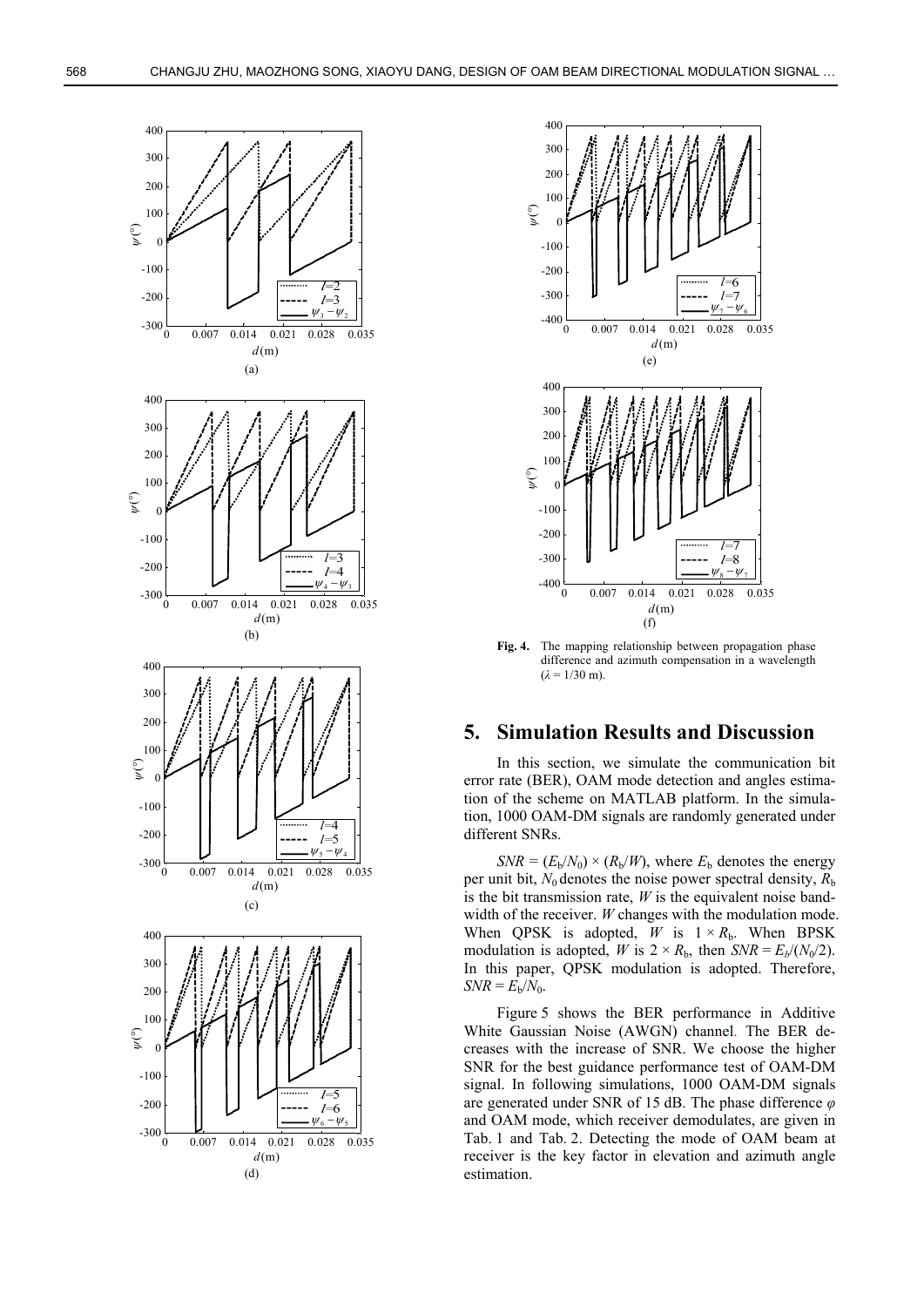**Fig. 4.** The mapping relationship between propagation phase difference and azimuth compensation in a wavelength ($\lambda = 1/30$ m).

## 5. Simulation Results and Discussion

In this section, we simulate the communication bit error rate (BER), OAM mode detection and angles estimation of the scheme on MATLAB platform. In the simulation, 1000 OAM-DM signals are randomly generated under different SNRs.

$SNR = (E_b/N_0) \times (R_b/W)$, where $E_b$ denotes the energy per unit bit, $N_0$ denotes the noise power spectral density, $R_b$ is the bit transmission rate, $W$ is the equivalent noise bandwidth of the receiver. $W$ changes with the modulation mode. When QPSK is adopted, $W$ is $1 \times R_b$. When BPSK modulation is adopted, $W$ is $2 \times R_b$, then $SNR = E_b/(N_0/2)$. In this paper, QPSK modulation is adopted. Therefore, $SNR = E_b/N_0$.

Figure 5 shows the BER performance in Additive White Gaussian Noise (AWGN) channel. The BER decreases with the increase of SNR. We choose the higher SNR for the best guidance performance test of OAM-DM signal. In following simulations, 1000 OAM-DM signals are generated under SNR of 15 dB. The phase difference $\varphi$ and OAM mode, which receiver demodulates, are given in Tab. 1 and Tab. 2. Detecting the mode of OAM beam at receiver is the key factor in elevation and azimuth angle estimation.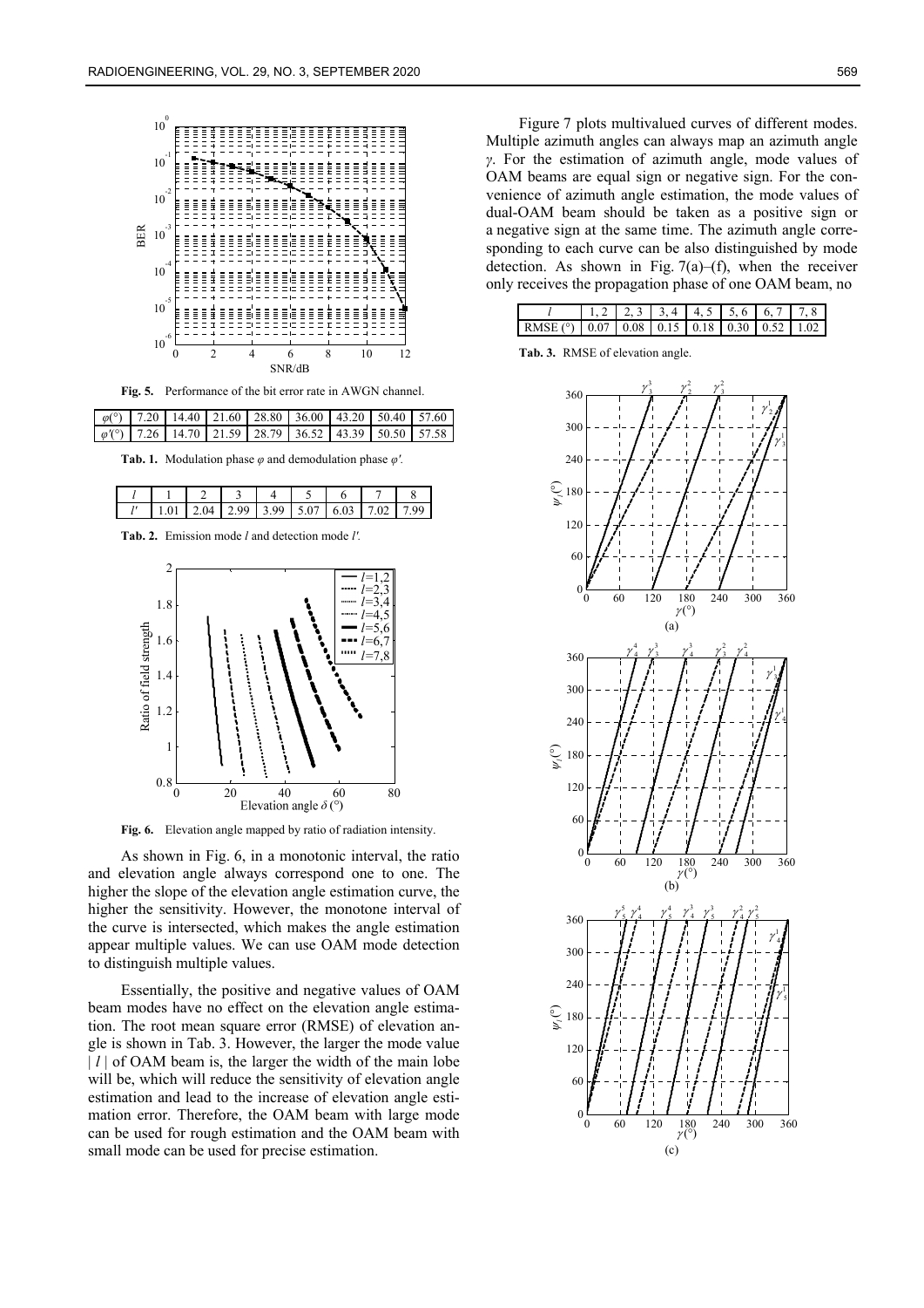Fig. 5. Performance of the bit error rate in AWGN channel.

| $\varphi$(°) | 7.20 | 14.40 | 21.60 | 28.80 | 36.00 | 43.20 | 50.40 | 57.60 |
|---|---|---|---|---|---|---|---|---|
| $\varphi'$(°) | 7.26 | 14.70 | 21.59 | 28.79 | 36.52 | 43.39 | 50.50 | 57.58 |

Tab. 1. Modulation phase $\varphi$ and demodulation phase $\varphi'$.

| $l$ | 1 | 2 | 3 | 4 | 5 | 6 | 7 | 8 |
|---|---|---|---|---|---|---|---|---|
| $l'$ | 1.01 | 2.04 | 2.99 | 3.99 | 5.07 | 6.03 | 7.02 | 7.99 |

Tab. 2. Emission mode $l$ and detection mode $l'$.

Fig. 6. Elevation angle mapped by ratio of radiation intensity.

As shown in Fig. 6, in a monotonic interval, the ratio and elevation angle always correspond one to one. The higher the slope of the elevation angle estimation curve, the higher the sensitivity. However, the monotone interval of the curve is intersected, which makes the angle estimation appear multiple values. We can use OAM mode detection to distinguish multiple values.

Essentially, the positive and negative values of OAM beam modes have no effect on the elevation angle estimation. The root mean square error (RMSE) of elevation angle is shown in Tab. 3. However, the larger the mode value $| l |$ of OAM beam is, the larger the width of the main lobe will be, which will reduce the sensitivity of elevation angle estimation and lead to the increase of elevation angle estimation error. Therefore, the OAM beam with large mode can be used for rough estimation and the OAM beam with small mode can be used for precise estimation.

Figure 7 plots multivalued curves of different modes. Multiple azimuth angles can always map an azimuth angle $\gamma$. For the estimation of azimuth angle, mode values of OAM beams are equal sign or negative sign. For the convenience of azimuth angle estimation, the mode values of dual-OAM beam should be taken as a positive sign or a negative sign at the same time. The azimuth angle corresponding to each curve can be also distinguished by mode detection. As shown in Fig. 7(a)–(f), when the receiver only receives the propagation phase of one OAM beam, no

| $l$ | 1, 2 | 2, 3 | 3, 4 | 4, 5 | 5, 6 | 6, 7 | 7, 8 |
|---|---|---|---|---|---|---|---|
| RMSE (°) | 0.07 | 0.08 | 0.15 | 0.18 | 0.30 | 0.52 | 1.02 |

Tab. 3. RMSE of elevation angle.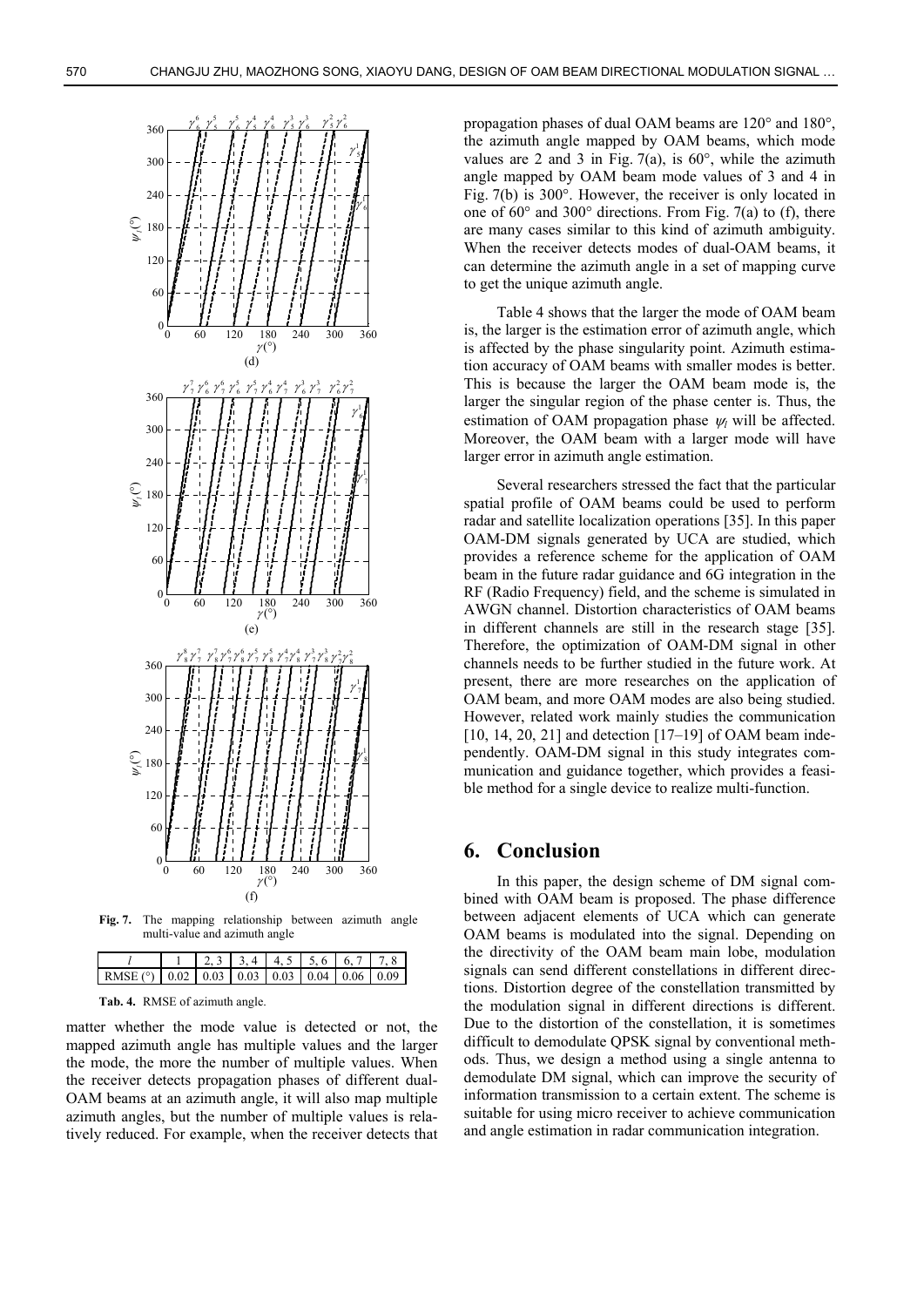**Fig. 7.** The mapping relationship between azimuth angle multi-value and azimuth angle

| $l$ | 1 | 2, 3 | 3, 4 | 4, 5 | 5, 6 | 6, 7 | 7, 8 |
|---|---|---|---|---|---|---|---|
| RMSE (°) | 0.02 | 0.03 | 0.03 | 0.03 | 0.04 | 0.06 | 0.09 |

**Tab. 4.** RMSE of azimuth angle.

matter whether the mode value is detected or not, the mapped azimuth angle has multiple values and the larger the mode, the more the number of multiple values. When the receiver detects propagation phases of different dual-OAM beams at an azimuth angle, it will also map multiple azimuth angles, but the number of multiple values is relatively reduced. For example, when the receiver detects that propagation phases of dual OAM beams are 120° and 180°, the azimuth angle mapped by OAM beams, which mode values are 2 and 3 in Fig. 7(a), is 60°, while the azimuth angle mapped by OAM beam mode values of 3 and 4 in Fig. 7(b) is 300°. However, the receiver is only located in one of 60° and 300° directions. From Fig. 7(a) to (f), there are many cases similar to this kind of azimuth ambiguity. When the receiver detects modes of dual-OAM beams, it can determine the azimuth angle in a set of mapping curve to get the unique azimuth angle.

Table 4 shows that the larger the mode of OAM beam is, the larger is the estimation error of azimuth angle, which is affected by the phase singularity point. Azimuth estimation accuracy of OAM beams with smaller modes is better. This is because the larger the OAM beam mode is, the larger the singular region of the phase center is. Thus, the estimation of OAM propagation phase $\psi_l$ will be affected. Moreover, the OAM beam with a larger mode will have larger error in azimuth angle estimation.

Several researchers stressed the fact that the particular spatial profile of OAM beams could be used to perform radar and satellite localization operations [35]. In this paper OAM-DM signals generated by UCA are studied, which provides a reference scheme for the application of OAM beam in the future radar guidance and 6G integration in the RF (Radio Frequency) field, and the scheme is simulated in AWGN channel. Distortion characteristics of OAM beams in different channels are still in the research stage [35]. Therefore, the optimization of OAM-DM signal in other channels needs to be further studied in the future work. At present, there are more researches on the application of OAM beam, and more OAM modes are also being studied. However, related work mainly studies the communication [10, 14, 20, 21] and detection [17–19] of OAM beam independently. OAM-DM signal in this study integrates communication and guidance together, which provides a feasible method for a single device to realize multi-function.

## 6. Conclusion

In this paper, the design scheme of DM signal combined with OAM beam is proposed. The phase difference between adjacent elements of UCA which can generate OAM beams is modulated into the signal. Depending on the directivity of the OAM beam main lobe, modulation signals can send different constellations in different directions. Distortion degree of the constellation transmitted by the modulation signal in different directions is different. Due to the distortion of the constellation, it is sometimes difficult to demodulate QPSK signal by conventional methods. Thus, we design a method using a single antenna to demodulate DM signal, which can improve the security of information transmission to a certain extent. The scheme is suitable for using micro receiver to achieve communication and angle estimation in radar communication integration.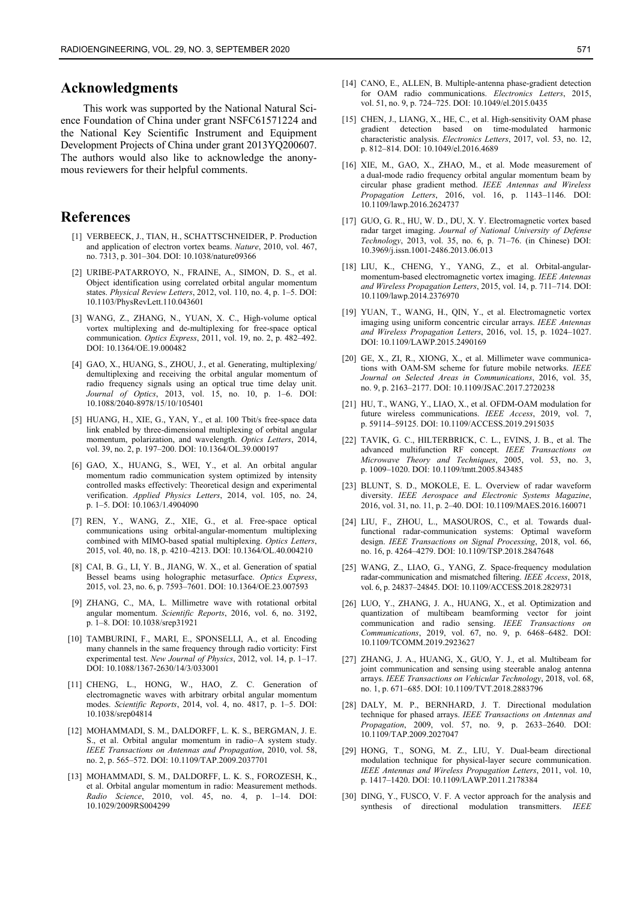## Acknowledgments

This work was supported by the National Natural Science Foundation of China under grant NSFC61571224 and the National Key Scientific Instrument and Equipment Development Projects of China under grant 2013YQ200607. The authors would also like to acknowledge the anonymous reviewers for their helpful comments.

## References

[1] VERBEECK, J., TIAN, H., SCHATTSCHNEIDER, P. Production and application of electron vortex beams. *Nature*, 2010, vol. 467, no. 7313, p. 301–304. DOI: 10.1038/nature09366

[2] URIBE-PATARROYO, N., FRAINE, A., SIMON, D. S., et al. Object identification using correlated orbital angular momentum states. *Physical Review Letters*, 2012, vol. 110, no. 4, p. 1–5. DOI: 10.1103/PhysRevLett.110.043601

[3] WANG, Z., ZHANG, N., YUAN, X. C., High-volume optical vortex multiplexing and de-multiplexing for free-space optical communication. *Optics Express*, 2011, vol. 19, no. 2, p. 482–492. DOI: 10.1364/OE.19.000482

[4] GAO, X., HUANG, S., ZHOU, J., et al. Generating, multiplexing/demultiplexing and receiving the orbital angular momentum of radio frequency signals using an optical true time delay unit. *Journal of Optics*, 2013, vol. 15, no. 10, p. 1–6. DOI: 10.1088/2040-8978/15/10/105401

[5] HUANG, H., XIE, G., YAN, Y., et al. 100 Tbit/s free-space data link enabled by three-dimensional multiplexing of orbital angular momentum, polarization, and wavelength. *Optics Letters*, 2014, vol. 39, no. 2, p. 197–200. DOI: 10.1364/OL.39.000197

[6] GAO, X., HUANG, S., WEI, Y., et al. An orbital angular momentum radio communication system optimized by intensity controlled masks effectively: Theoretical design and experimental verification. *Applied Physics Letters*, 2014, vol. 105, no. 24, p. 1–5. DOI: 10.1063/1.4904090

[7] REN, Y., WANG, Z., XIE, G., et al. Free-space optical communications using orbital-angular-momentum multiplexing combined with MIMO-based spatial multiplexing. *Optics Letters*, 2015, vol. 40, no. 18, p. 4210–4213. DOI: 10.1364/OL.40.004210

[8] CAI, B. G., LI, Y. B., JIANG, W. X., et al. Generation of spatial Bessel beams using holographic metasurface. *Optics Express*, 2015, vol. 23, no. 6, p. 7593–7601. DOI: 10.1364/OE.23.007593

[9] ZHANG, C., MA, L. Millimetre wave with rotational orbital angular momentum. *Scientific Reports*, 2016, vol. 6, no. 3192, p. 1–8. DOI: 10.1038/srep31921

[10] TAMBURINI, F., MARI, E., SPONSELLI, A., et al. Encoding many channels in the same frequency through radio vorticity: First experimental test. *New Journal of Physics*, 2012, vol. 14, p. 1–17. DOI: 10.1088/1367-2630/14/3/033001

[11] CHENG, L., HONG, W., HAO, Z. C. Generation of electromagnetic waves with arbitrary orbital angular momentum modes. *Scientific Reports*, 2014, vol. 4, no. 4817, p. 1–5. DOI: 10.1038/srep04814

[12] MOHAMMADI, S. M., DALDORFF, L. K. S., BERGMAN, J. E. S., et al. Orbital angular momentum in radio–A system study. *IEEE Transactions on Antennas and Propagation*, 2010, vol. 58, no. 2, p. 565–572. DOI: 10.1109/TAP.2009.2037701

[13] MOHAMMADI, S. M., DALDORFF, L. K. S., FOROZESH, K., et al. Orbital angular momentum in radio: Measurement methods. *Radio Science*, 2010, vol. 45, no. 4, p. 1–14. DOI: 10.1029/2009RS004299

[14] CANO, E., ALLEN, B. Multiple-antenna phase-gradient detection for OAM radio communications. *Electronics Letters*, 2015, vol. 51, no. 9, p. 724–725. DOI: 10.1049/el.2015.0435

[15] CHEN, J., LIANG, X., HE, C., et al. High-sensitivity OAM phase gradient detection based on time-modulated harmonic characteristic analysis. *Electronics Letters*, 2017, vol. 53, no. 12, p. 812–814. DOI: 10.1049/el.2016.4689

[16] XIE, M., GAO, X., ZHAO, M., et al. Mode measurement of a dual-mode radio frequency orbital angular momentum beam by circular phase gradient method. *IEEE Antennas and Wireless Propagation Letters*, 2016, vol. 16, p. 1143–1146. DOI: 10.1109/lawp.2016.2624737

[17] GUO, G. R., HU, W. D., DU, X. Y. Electromagnetic vortex based radar target imaging. *Journal of National University of Defense Technology*, 2013, vol. 35, no. 6, p. 71–76. (in Chinese) DOI: 10.3969/j.issn.1001-2486.2013.06.013

[18] LIU, K., CHENG, Y., YANG, Z., et al. Orbital-angular-momentum-based electromagnetic vortex imaging. *IEEE Antennas and Wireless Propagation Letters*, 2015, vol. 14, p. 711–714. DOI: 10.1109/lawp.2014.2376970

[19] YUAN, T., WANG, H., QIN, Y., et al. Electromagnetic vortex imaging using uniform concentric circular arrays. *IEEE Antennas and Wireless Propagation Letters*, 2016, vol. 15, p. 1024–1027. DOI: 10.1109/LAWP.2015.2490169

[20] GE, X., ZI, R., XIONG, X., et al. Millimeter wave communications with OAM-SM scheme for future mobile networks. *IEEE Journal on Selected Areas in Communications*, 2016, vol. 35, no. 9, p. 2163–2177. DOI: 10.1109/JSAC.2017.2720238

[21] HU, T., WANG, Y., LIAO, X., et al. OFDM-OAM modulation for future wireless communications. *IEEE Access*, 2019, vol. 7, p. 59114–59125. DOI: 10.1109/ACCESS.2019.2915035

[22] TAVIK, G. C., HILTERBRICK, C. L., EVINS, J. B., et al. The advanced multifunction RF concept. *IEEE Transactions on Microwave Theory and Techniques*, 2005, vol. 53, no. 3, p. 1009–1020. DOI: 10.1109/tmtt.2005.843485

[23] BLUNT, S. D., MOKOLE, E. L. Overview of radar waveform diversity. *IEEE Aerospace and Electronic Systems Magazine*, 2016, vol. 31, no. 11, p. 2–40. DOI: 10.1109/MAES.2016.160071

[24] LIU, F., ZHOU, L., MASOUROS, C., et al. Towards dual-functional radar-communication systems: Optimal waveform design. *IEEE Transactions on Signal Processing*, 2018, vol. 66, no. 16, p. 4264–4279. DOI: 10.1109/TSP.2018.2847648

[25] WANG, Z., LIAO, G., YANG, Z. Space-frequency modulation radar-communication and mismatched filtering. *IEEE Access*, 2018, vol. 6, p. 24837–24845. DOI: 10.1109/ACCESS.2018.2829731

[26] LUO, Y., ZHANG, J. A., HUANG, X., et al. Optimization and quantization of multibeam beamforming vector for joint communication and radio sensing. *IEEE Transactions on Communications*, 2019, vol. 67, no. 9, p. 6468–6482. DOI: 10.1109/TCOMM.2019.2923627

[27] ZHANG, J. A., HUANG, X., GUO, Y. J., et al. Multibeam for joint communication and sensing using steerable analog antenna arrays. *IEEE Transactions on Vehicular Technology*, 2018, vol. 68, no. 1, p. 671–685. DOI: 10.1109/TVT.2018.2883796

[28] DALY, M. P., BERNHARD, J. T. Directional modulation technique for phased arrays. *IEEE Transactions on Antennas and Propagation*, 2009, vol. 57, no. 9, p. 2633–2640. DOI: 10.1109/TAP.2009.2027047

[29] HONG, T., SONG, M. Z., LIU, Y. Dual-beam directional modulation technique for physical-layer secure communication. *IEEE Antennas and Wireless Propagation Letters*, 2011, vol. 10, p. 1417–1420. DOI: 10.1109/LAWP.2011.2178384

[30] DING, Y., FUSCO, V. F. A vector approach for the analysis and synthesis of directional modulation transmitters. *IEEE*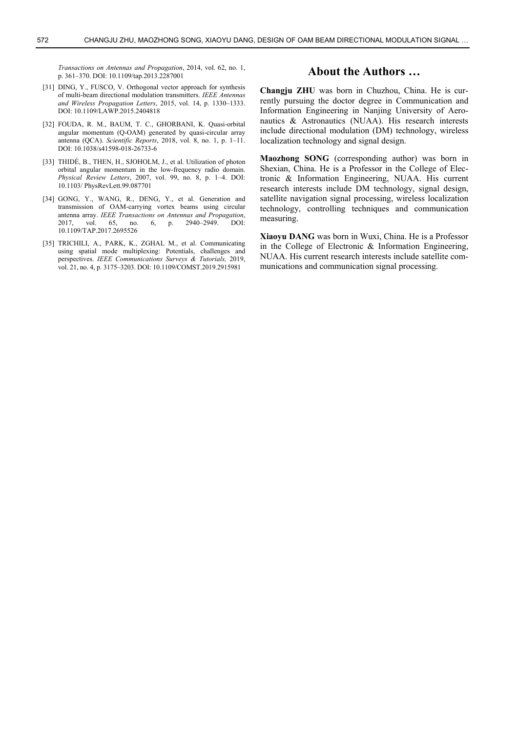*Transactions on Antennas and Propagation*, 2014, vol. 62, no. 1, p. 361–370. DOI: 10.1109/tap.2013.2287001

[31] DING, Y., FUSCO, V. Orthogonal vector approach for synthesis of multi-beam directional modulation transmitters. *IEEE Antennas and Wireless Propagation Letters*, 2015, vol. 14, p. 1330–1333. DOI: 10.1109/LAWP.2015.2404818

[32] FOUDA, R. M., BAUM, T. C., GHORBANI, K. Quasi-orbital angular momentum (Q-OAM) generated by quasi-circular array antenna (QCA). *Scientific Reports*, 2018, vol. 8, no. 1, p. 1–11. DOI: 10.1038/s41598-018-26733-6

[33] THIDÉ, B., THEN, H., SJOHOLM, J., et al. Utilization of photon orbital angular momentum in the low-frequency radio domain. *Physical Review Letters*, 2007, vol. 99, no. 8, p. 1–4. DOI: 10.1103/ PhysRevLett.99.087701

[34] GONG, Y., WANG, R., DENG, Y., et al. Generation and transmission of OAM-carrying vortex beams using circular antenna array. *IEEE Transactions on Antennas and Propagation*, 2017, vol. 65, no. 6, p. 2940–2949. DOI: 10.1109/TAP.2017.2695526

[35] TRICHILI, A., PARK, K., ZGHAL M., et al. Communicating using spatial mode multiplexing: Potentials, challenges and perspectives. *IEEE Communications Surveys & Tutorials,* 2019, vol. 21, no. 4, p. 3175–3203. DOI: 10.1109/COMST.2019.2915981

## About the Authors …

**Changju ZHU** was born in Chuzhou, China. He is currently pursuing the doctor degree in Communication and Information Engineering in Nanjing University of Aeronautics & Astronautics (NUAA). His research interests include directional modulation (DM) technology, wireless localization technology and signal design.

**Maozhong SONG** (corresponding author) was born in Shexian, China. He is a Professor in the College of Electronic & Information Engineering, NUAA. His current research interests include DM technology, signal design, satellite navigation signal processing, wireless localization technology, controlling techniques and communication measuring.

**Xiaoyu DANG** was born in Wuxi, China. He is a Professor in the College of Electronic & Information Engineering, NUAA. His current research interests include satellite communications and communication signal processing.